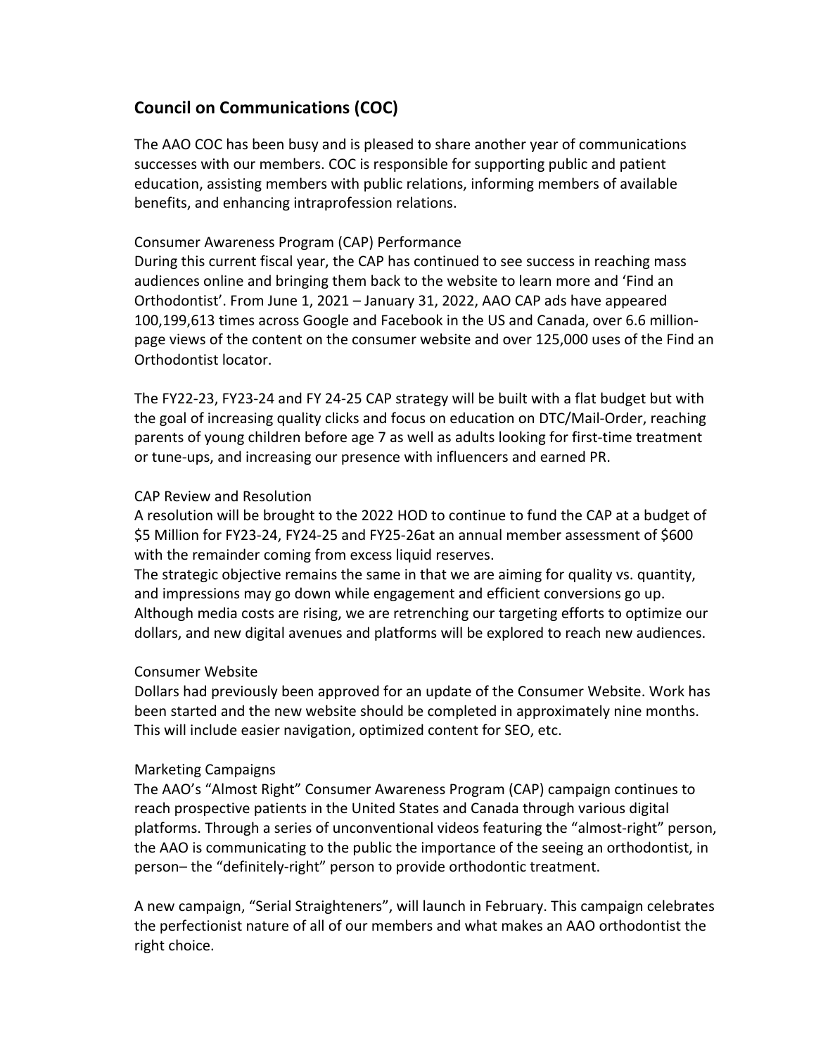## Council on Communications (COC)

The AAO COC has been busy and is pleased to share another year of communications successes with our members. COC is responsible for supporting public and patient education, assisting members with public relations, informing members of available benefits, and enhancing intraprofession relations.

### Consumer Awareness Program (CAP) Performance

During this current fiscal year, the CAP has continued to see success in reaching mass audiences online and bringing them back to the website to learn more and 'Find an Orthodontist'. From June 1, 2021 – January 31, 2022, AAO CAP ads have appeared 100,199,613 times across Google and Facebook in the US and Canada, over 6.6 million-page views of the content on the consumer website and over 125,000 uses of the Find an Orthodontist locator.

The FY22-23, FY23-24 and FY 24-25 CAP strategy will be built with a flat budget but with the goal of increasing quality clicks and focus on education on DTC/Mail-Order, reaching parents of young children before age 7 as well as adults looking for first-time treatment or tune-ups, and increasing our presence with influencers and earned PR.

### CAP Review and Resolution

A resolution will be brought to the 2022 HOD to continue to fund the CAP at a budget of $5 Million for FY23-24, FY24-25 and FY25-26at an annual member assessment of $600 with the remainder coming from excess liquid reserves.

The strategic objective remains the same in that we are aiming for quality vs. quantity, and impressions may go down while engagement and efficient conversions go up. Although media costs are rising, we are retrenching our targeting efforts to optimize our dollars, and new digital avenues and platforms will be explored to reach new audiences.

### Consumer Website

Dollars had previously been approved for an update of the Consumer Website. Work has been started and the new website should be completed in approximately nine months. This will include easier navigation, optimized content for SEO, etc.

### Marketing Campaigns

The AAO's "Almost Right" Consumer Awareness Program (CAP) campaign continues to reach prospective patients in the United States and Canada through various digital platforms. Through a series of unconventional videos featuring the "almost-right" person, the AAO is communicating to the public the importance of the seeing an orthodontist, in person– the "definitely-right" person to provide orthodontic treatment.

A new campaign, "Serial Straighteners", will launch in February. This campaign celebrates the perfectionist nature of all of our members and what makes an AAO orthodontist the right choice.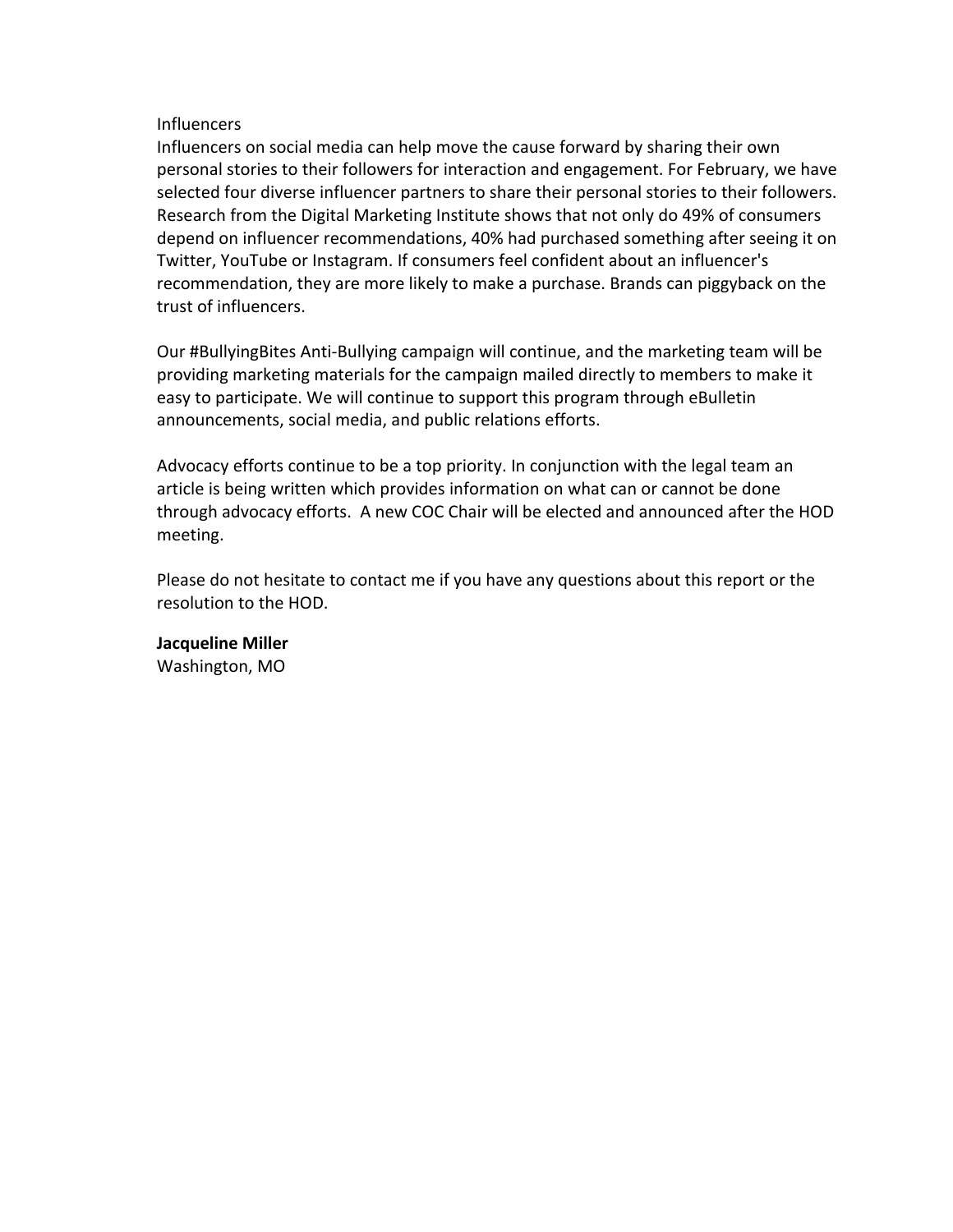Influencers

Influencers on social media can help move the cause forward by sharing their own personal stories to their followers for interaction and engagement. For February, we have selected four diverse influencer partners to share their personal stories to their followers. Research from the Digital Marketing Institute shows that not only do 49% of consumers depend on influencer recommendations, 40% had purchased something after seeing it on Twitter, YouTube or Instagram. If consumers feel confident about an influencer's recommendation, they are more likely to make a purchase. Brands can piggyback on the trust of influencers.

Our #BullyingBites Anti-Bullying campaign will continue, and the marketing team will be providing marketing materials for the campaign mailed directly to members to make it easy to participate. We will continue to support this program through eBulletin announcements, social media, and public relations efforts.

Advocacy efforts continue to be a top priority. In conjunction with the legal team an article is being written which provides information on what can or cannot be done through advocacy efforts. A new COC Chair will be elected and announced after the HOD meeting.

Please do not hesitate to contact me if you have any questions about this report or the resolution to the HOD.

**Jacqueline Miller**
Washington, MO